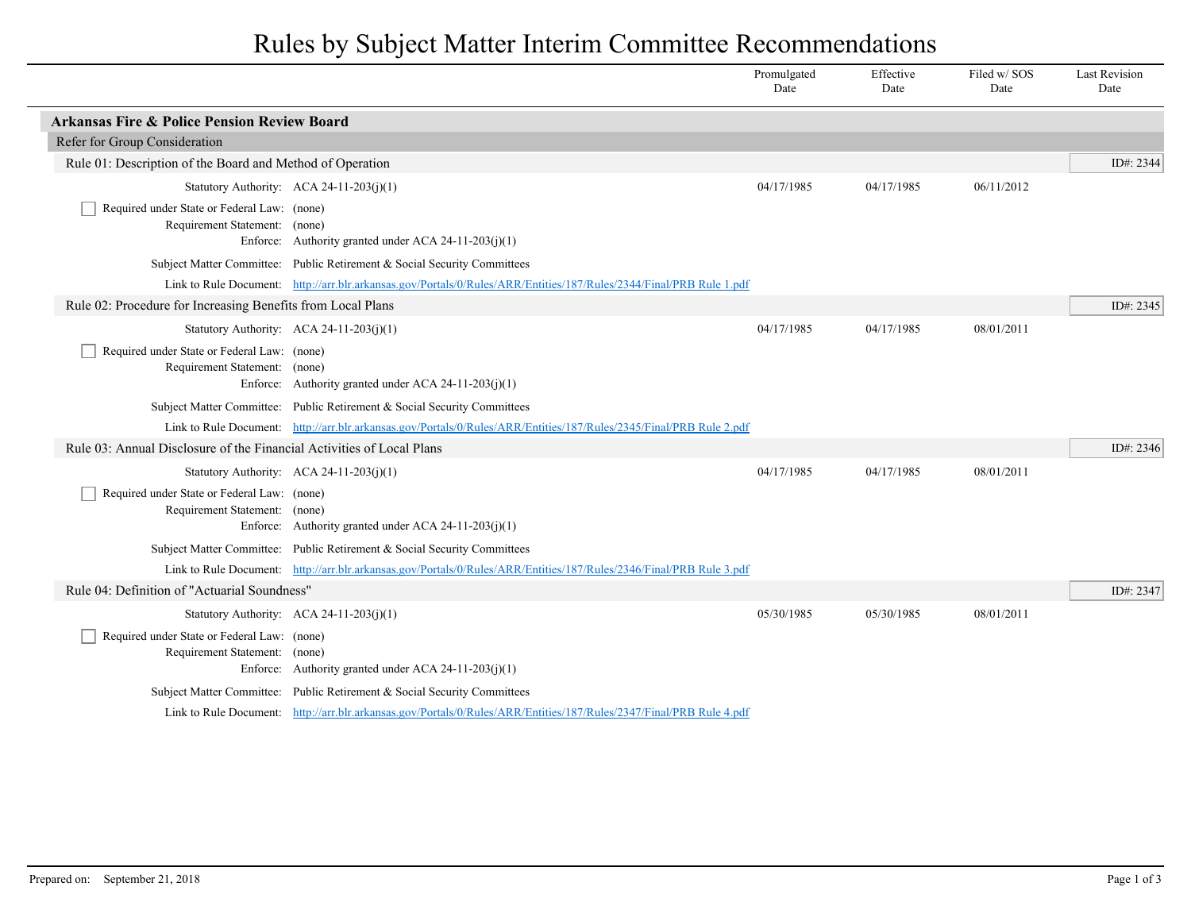# Rules by Subject Matter Interim Committee Recommendations

| | Promulgated Date | Effective Date | Filed w/ SOS Date | Last Revision Date |
|---|---|---|---|---|

## Arkansas Fire & Police Pension Review Board

### Refer for Group Consideration

#### Rule 01: Description of the Board and Method of Operation

ID#: 2344

| | Promulgated Date | Effective Date | Filed w/ SOS Date | Last Revision Date |
|---|---|---|---|---|
| Statutory Authority: ACA 24-11-203(j)(1) | 04/17/1985 | 04/17/1985 | 06/11/2012 | |

- [ ] Required under State or Federal Law: (none)

Requirement Statement: (none)

Enforce: Authority granted under ACA 24-11-203(j)(1)

Subject Matter Committee: Public Retirement & Social Security Committees

Link to Rule Document: http://arr.blr.arkansas.gov/Portals/0/Rules/ARR/Entities/187/Rules/2344/Final/PRB Rule 1.pdf

#### Rule 02: Procedure for Increasing Benefits from Local Plans

ID#: 2345

| | Promulgated Date | Effective Date | Filed w/ SOS Date | Last Revision Date |
|---|---|---|---|---|
| Statutory Authority: ACA 24-11-203(j)(1) | 04/17/1985 | 04/17/1985 | 08/01/2011 | |

- [ ] Required under State or Federal Law: (none)

Requirement Statement: (none)

Enforce: Authority granted under ACA 24-11-203(j)(1)

Subject Matter Committee: Public Retirement & Social Security Committees

Link to Rule Document: http://arr.blr.arkansas.gov/Portals/0/Rules/ARR/Entities/187/Rules/2345/Final/PRB Rule 2.pdf

#### Rule 03: Annual Disclosure of the Financial Activities of Local Plans

ID#: 2346

| | Promulgated Date | Effective Date | Filed w/ SOS Date | Last Revision Date |
|---|---|---|---|---|
| Statutory Authority: ACA 24-11-203(j)(1) | 04/17/1985 | 04/17/1985 | 08/01/2011 | |

- [ ] Required under State or Federal Law: (none)

Requirement Statement: (none)

Enforce: Authority granted under ACA 24-11-203(j)(1)

Subject Matter Committee: Public Retirement & Social Security Committees

Link to Rule Document: http://arr.blr.arkansas.gov/Portals/0/Rules/ARR/Entities/187/Rules/2346/Final/PRB Rule 3.pdf

#### Rule 04: Definition of "Actuarial Soundness"

ID#: 2347

| | Promulgated Date | Effective Date | Filed w/ SOS Date | Last Revision Date |
|---|---|---|---|---|
| Statutory Authority: ACA 24-11-203(j)(1) | 05/30/1985 | 05/30/1985 | 08/01/2011 | |

- [ ] Required under State or Federal Law: (none)

Requirement Statement: (none)

Enforce: Authority granted under ACA 24-11-203(j)(1)

Subject Matter Committee: Public Retirement & Social Security Committees

Link to Rule Document: http://arr.blr.arkansas.gov/Portals/0/Rules/ARR/Entities/187/Rules/2347/Final/PRB Rule 4.pdf

Prepared on: September 21, 2018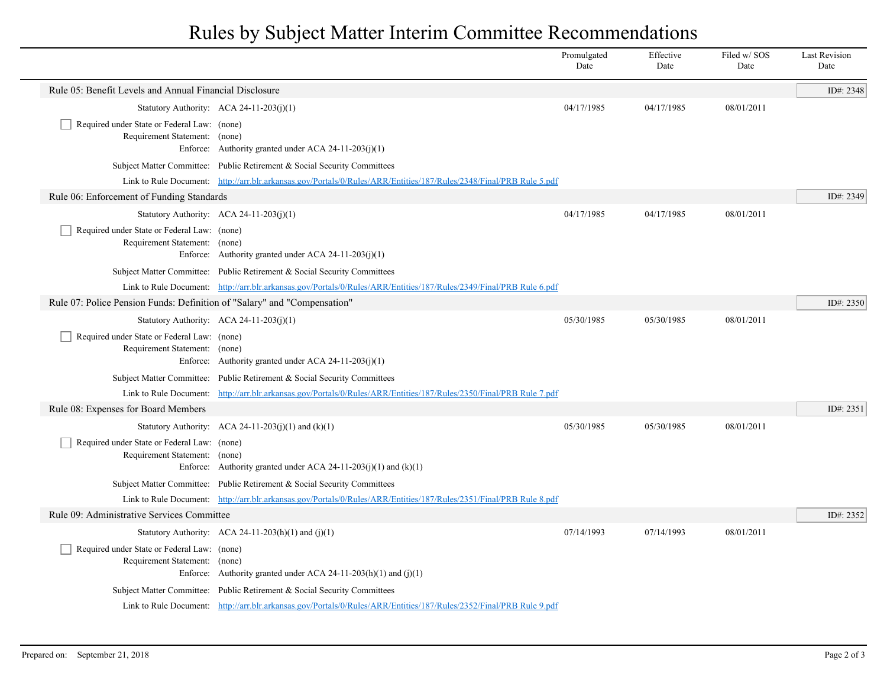# Rules by Subject Matter Interim Committee Recommendations

| | Promulgated Date | Effective Date | Filed w/ SOS Date | Last Revision Date |
|---|---|---|---|---|

## Rule 05: Benefit Levels and Annual Financial Disclosure

ID#: 2348

| | | Promulgated Date | Effective Date | Filed w/ SOS Date | Last Revision Date |
|---|---|---|---|---|---|
| Statutory Authority: | ACA 24-11-203(j)(1) | 04/17/1985 | 04/17/1985 | 08/01/2011 | |

- [ ] Required under State or Federal Law: (none)

Requirement Statement: (none)

Enforce: Authority granted under ACA 24-11-203(j)(1)

Subject Matter Committee: Public Retirement & Social Security Committees

Link to Rule Document: [http://arr.blr.arkansas.gov/Portals/0/Rules/ARR/Entities/187/Rules/2348/Final/PRB Rule 5.pdf](http://arr.blr.arkansas.gov/Portals/0/Rules/ARR/Entities/187/Rules/2348/Final/PRB Rule 5.pdf)

## Rule 06: Enforcement of Funding Standards

ID#: 2349

| | | Promulgated Date | Effective Date | Filed w/ SOS Date | Last Revision Date |
|---|---|---|---|---|---|
| Statutory Authority: | ACA 24-11-203(j)(1) | 04/17/1985 | 04/17/1985 | 08/01/2011 | |

- [ ] Required under State or Federal Law: (none)

Requirement Statement: (none)

Enforce: Authority granted under ACA 24-11-203(j)(1)

Subject Matter Committee: Public Retirement & Social Security Committees

Link to Rule Document: [http://arr.blr.arkansas.gov/Portals/0/Rules/ARR/Entities/187/Rules/2349/Final/PRB Rule 6.pdf](http://arr.blr.arkansas.gov/Portals/0/Rules/ARR/Entities/187/Rules/2349/Final/PRB Rule 6.pdf)

## Rule 07: Police Pension Funds: Definition of "Salary" and "Compensation"

ID#: 2350

| | | Promulgated Date | Effective Date | Filed w/ SOS Date | Last Revision Date |
|---|---|---|---|---|---|
| Statutory Authority: | ACA 24-11-203(j)(1) | 05/30/1985 | 05/30/1985 | 08/01/2011 | |

- [ ] Required under State or Federal Law: (none)

Requirement Statement: (none)

Enforce: Authority granted under ACA 24-11-203(j)(1)

Subject Matter Committee: Public Retirement & Social Security Committees

Link to Rule Document: [http://arr.blr.arkansas.gov/Portals/0/Rules/ARR/Entities/187/Rules/2350/Final/PRB Rule 7.pdf](http://arr.blr.arkansas.gov/Portals/0/Rules/ARR/Entities/187/Rules/2350/Final/PRB Rule 7.pdf)

## Rule 08: Expenses for Board Members

ID#: 2351

| | | Promulgated Date | Effective Date | Filed w/ SOS Date | Last Revision Date |
|---|---|---|---|---|---|
| Statutory Authority: | ACA 24-11-203(j)(1) and (k)(1) | 05/30/1985 | 05/30/1985 | 08/01/2011 | |

- [ ] Required under State or Federal Law: (none)

Requirement Statement: (none)

Enforce: Authority granted under ACA 24-11-203(j)(1) and (k)(1)

Subject Matter Committee: Public Retirement & Social Security Committees

Link to Rule Document: [http://arr.blr.arkansas.gov/Portals/0/Rules/ARR/Entities/187/Rules/2351/Final/PRB Rule 8.pdf](http://arr.blr.arkansas.gov/Portals/0/Rules/ARR/Entities/187/Rules/2351/Final/PRB Rule 8.pdf)

## Rule 09: Administrative Services Committee

ID#: 2352

| | | Promulgated Date | Effective Date | Filed w/ SOS Date | Last Revision Date |
|---|---|---|---|---|---|
| Statutory Authority: | ACA 24-11-203(h)(1) and (j)(1) | 07/14/1993 | 07/14/1993 | 08/01/2011 | |

- [ ] Required under State or Federal Law: (none)

Requirement Statement: (none)

Enforce: Authority granted under ACA 24-11-203(h)(1) and (j)(1)

Subject Matter Committee: Public Retirement & Social Security Committees

Link to Rule Document: [http://arr.blr.arkansas.gov/Portals/0/Rules/ARR/Entities/187/Rules/2352/Final/PRB Rule 9.pdf](http://arr.blr.arkansas.gov/Portals/0/Rules/ARR/Entities/187/Rules/2352/Final/PRB Rule 9.pdf)

Prepared on: September 21, 2018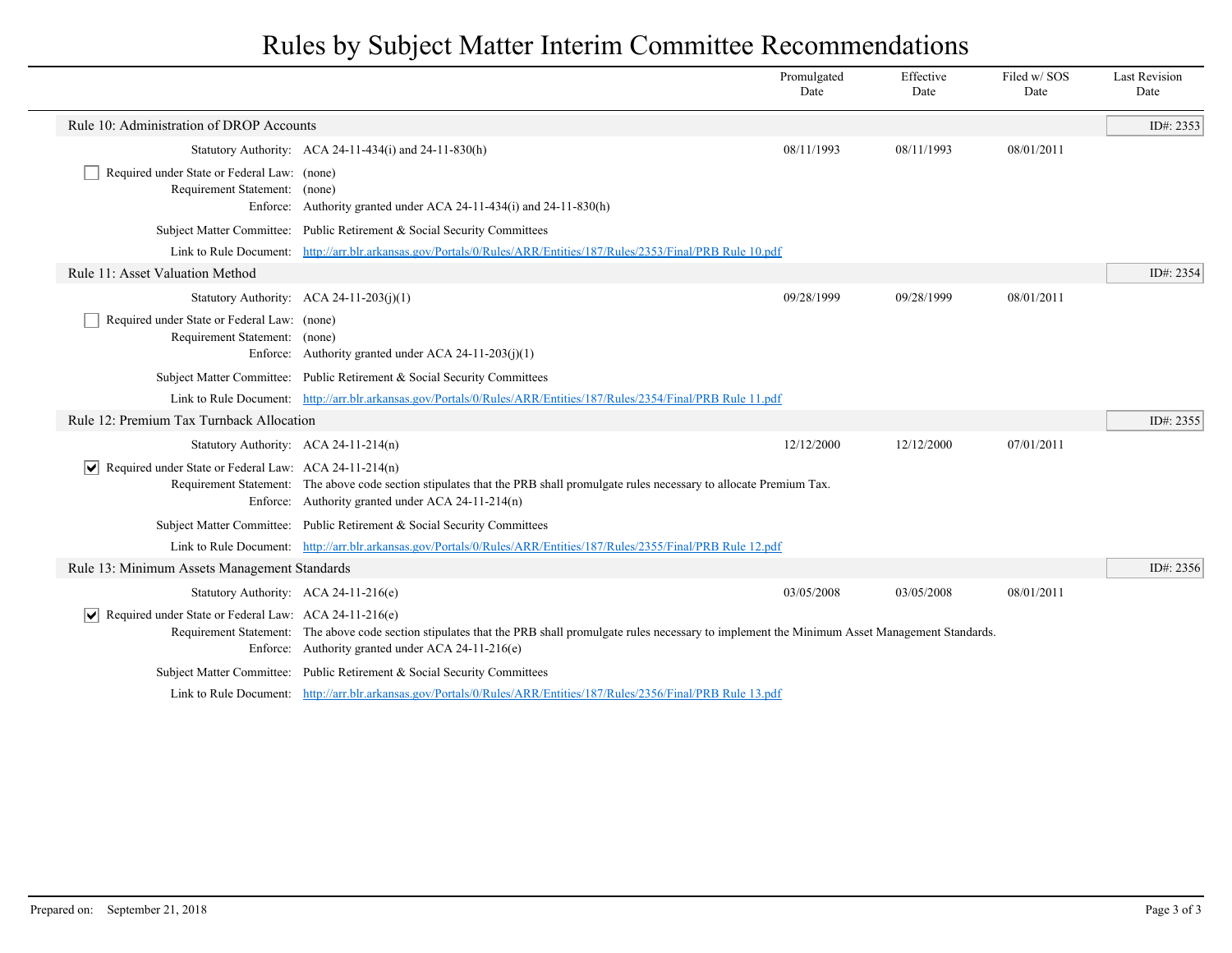# Rules by Subject Matter Interim Committee Recommendations

| | Promulgated Date | Effective Date | Filed w/ SOS Date | Last Revision Date |
|---|---|---|---|---|

## Rule 10: Administration of DROP Accounts

ID#: 2353

| | | Promulgated Date | Effective Date | Filed w/ SOS Date | Last Revision Date |
|---|---|---|---|---|---|
| Statutory Authority: | ACA 24-11-434(i) and 24-11-830(h) | 08/11/1993 | 08/11/1993 | 08/01/2011 | |

- [ ] Required under State or Federal Law: (none)

Requirement Statement: (none)

Enforce: Authority granted under ACA 24-11-434(i) and 24-11-830(h)

Subject Matter Committee: Public Retirement & Social Security Committees

Link to Rule Document: http://arr.blr.arkansas.gov/Portals/0/Rules/ARR/Entities/187/Rules/2353/Final/PRB Rule 10.pdf

## Rule 11: Asset Valuation Method

ID#: 2354

| | | Promulgated Date | Effective Date | Filed w/ SOS Date | Last Revision Date |
|---|---|---|---|---|---|
| Statutory Authority: | ACA 24-11-203(j)(1) | 09/28/1999 | 09/28/1999 | 08/01/2011 | |

- [ ] Required under State or Federal Law: (none)

Requirement Statement: (none)

Enforce: Authority granted under ACA 24-11-203(j)(1)

Subject Matter Committee: Public Retirement & Social Security Committees

Link to Rule Document: http://arr.blr.arkansas.gov/Portals/0/Rules/ARR/Entities/187/Rules/2354/Final/PRB Rule 11.pdf

## Rule 12: Premium Tax Turnback Allocation

ID#: 2355

| | | Promulgated Date | Effective Date | Filed w/ SOS Date | Last Revision Date |
|---|---|---|---|---|---|
| Statutory Authority: | ACA 24-11-214(n) | 12/12/2000 | 12/12/2000 | 07/01/2011 | |

- [x] Required under State or Federal Law: ACA 24-11-214(n)

Requirement Statement: The above code section stipulates that the PRB shall promulgate rules necessary to allocate Premium Tax.

Enforce: Authority granted under ACA 24-11-214(n)

Subject Matter Committee: Public Retirement & Social Security Committees

Link to Rule Document: http://arr.blr.arkansas.gov/Portals/0/Rules/ARR/Entities/187/Rules/2355/Final/PRB Rule 12.pdf

## Rule 13: Minimum Assets Management Standards

ID#: 2356

| | | Promulgated Date | Effective Date | Filed w/ SOS Date | Last Revision Date |
|---|---|---|---|---|---|
| Statutory Authority: | ACA 24-11-216(e) | 03/05/2008 | 03/05/2008 | 08/01/2011 | |

- [x] Required under State or Federal Law: ACA 24-11-216(e)

Requirement Statement: The above code section stipulates that the PRB shall promulgate rules necessary to implement the Minimum Asset Management Standards.

Enforce: Authority granted under ACA 24-11-216(e)

Subject Matter Committee: Public Retirement & Social Security Committees

Link to Rule Document: http://arr.blr.arkansas.gov/Portals/0/Rules/ARR/Entities/187/Rules/2356/Final/PRB Rule 13.pdf

Prepared on: September 21, 2018